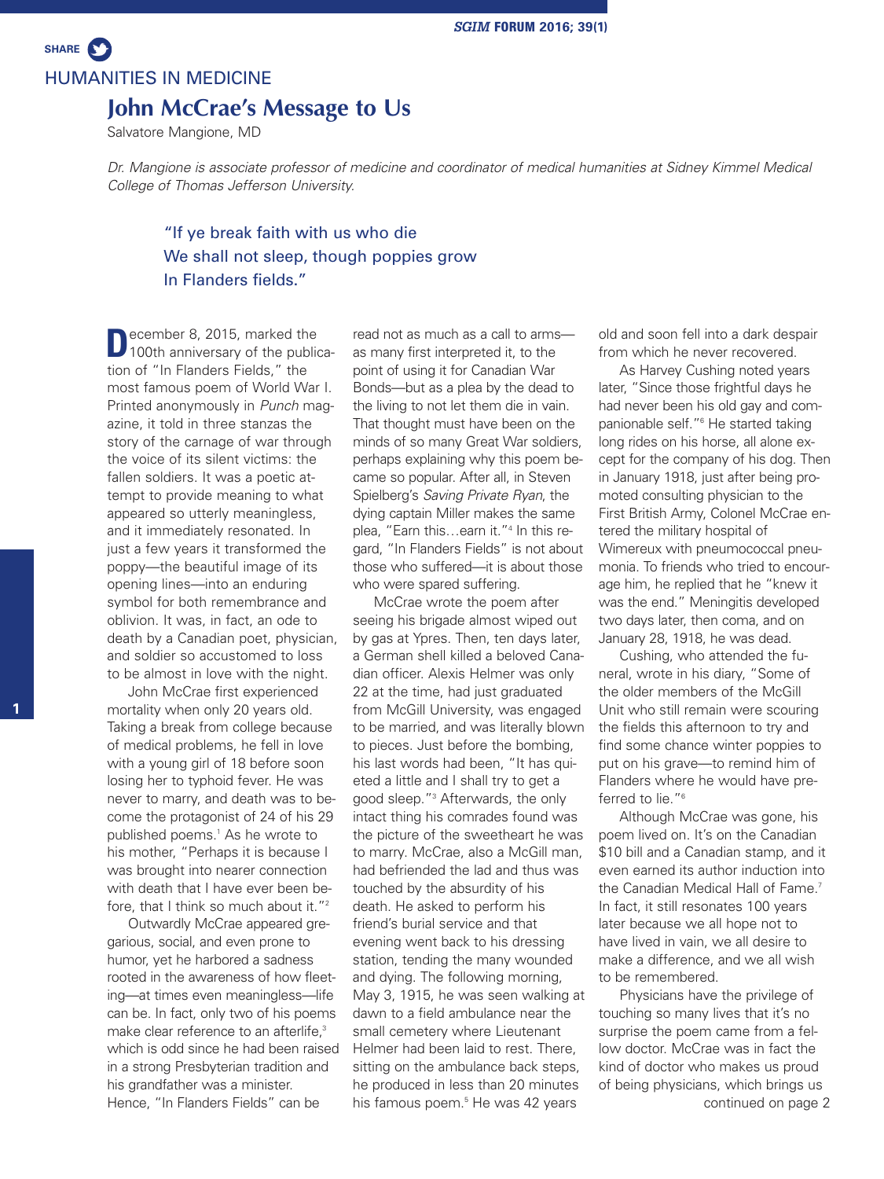HUMANITIES IN MEDICINE

# John McCrae's Message to Us

Salvatore Mangione, MD

*Dr. Mangione is associate professor of medicine and coordinator of medical humanities at Sidney Kimmel Medical College of Thomas Jefferson University.*

> "If ye break faith with us who die
> We shall not sleep, though poppies grow
> In Flanders fields."

December 8, 2015, marked the 100th anniversary of the publication of "In Flanders Fields," the most famous poem of World War I. Printed anonymously in *Punch* magazine, it told in three stanzas the story of the carnage of war through the voice of its silent victims: the fallen soldiers. It was a poetic attempt to provide meaning to what appeared so utterly meaningless, and it immediately resonated. In just a few years it transformed the poppy—the beautiful image of its opening lines—into an enduring symbol for both remembrance and oblivion. It was, in fact, an ode to death by a Canadian poet, physician, and soldier so accustomed to loss to be almost in love with the night.

John McCrae first experienced mortality when only 20 years old. Taking a break from college because of medical problems, he fell in love with a young girl of 18 before soon losing her to typhoid fever. He was never to marry, and death was to become the protagonist of 24 of his 29 published poems.[1] As he wrote to his mother, "Perhaps it is because I was brought into nearer connection with death that I have ever been before, that I think so much about it."[2]

Outwardly McCrae appeared gregarious, social, and even prone to humor, yet he harbored a sadness rooted in the awareness of how fleeting—at times even meaningless—life can be. In fact, only two of his poems make clear reference to an afterlife,[3] which is odd since he had been raised in a strong Presbyterian tradition and his grandfather was a minister. Hence, "In Flanders Fields" can be read not as much as a call to arms—as many first interpreted it, to the point of using it for Canadian War Bonds—but as a plea by the dead to the living to not let them die in vain. That thought must have been on the minds of so many Great War soldiers, perhaps explaining why this poem became so popular. After all, in Steven Spielberg's *Saving Private Ryan*, the dying captain Miller makes the same plea, "Earn this…earn it."[4] In this regard, "In Flanders Fields" is not about those who suffered—it is about those who were spared suffering.

McCrae wrote the poem after seeing his brigade almost wiped out by gas at Ypres. Then, ten days later, a German shell killed a beloved Canadian officer. Alexis Helmer was only 22 at the time, had just graduated from McGill University, was engaged to be married, and was literally blown to pieces. Just before the bombing, his last words had been, "It has quieted a little and I shall try to get a good sleep."[3] Afterwards, the only intact thing his comrades found was the picture of the sweetheart he was to marry. McCrae, also a McGill man, had befriended the lad and thus was touched by the absurdity of his death. He asked to perform his friend's burial service and that evening went back to his dressing station, tending the many wounded and dying. The following morning, May 3, 1915, he was seen walking at dawn to a field ambulance near the small cemetery where Lieutenant Helmer had been laid to rest. There, sitting on the ambulance back steps, he produced in less than 20 minutes his famous poem.[5] He was 42 years old and soon fell into a dark despair from which he never recovered.

As Harvey Cushing noted years later, "Since those frightful days he had never been his old gay and companionable self."[6] He started taking long rides on his horse, all alone except for the company of his dog. Then in January 1918, just after being promoted consulting physician to the First British Army, Colonel McCrae entered the military hospital of Wimereux with pneumococcal pneumonia. To friends who tried to encourage him, he replied that he "knew it was the end." Meningitis developed two days later, then coma, and on January 28, 1918, he was dead.

Cushing, who attended the funeral, wrote in his diary, "Some of the older members of the McGill Unit who still remain were scouring the fields this afternoon to try and find some chance winter poppies to put on his grave—to remind him of Flanders where he would have preferred to lie."[6]

Although McCrae was gone, his poem lived on. It's on the Canadian $10 bill and a Canadian stamp, and it even earned its author induction into the Canadian Medical Hall of Fame.[7] In fact, it still resonates 100 years later because we all hope not to have lived in vain, we all desire to make a difference, and we all wish to be remembered.

Physicians have the privilege of touching so many lives that it's no surprise the poem came from a fellow doctor. McCrae was in fact the kind of doctor who makes us proud of being physicians, which brings us

continued on page 2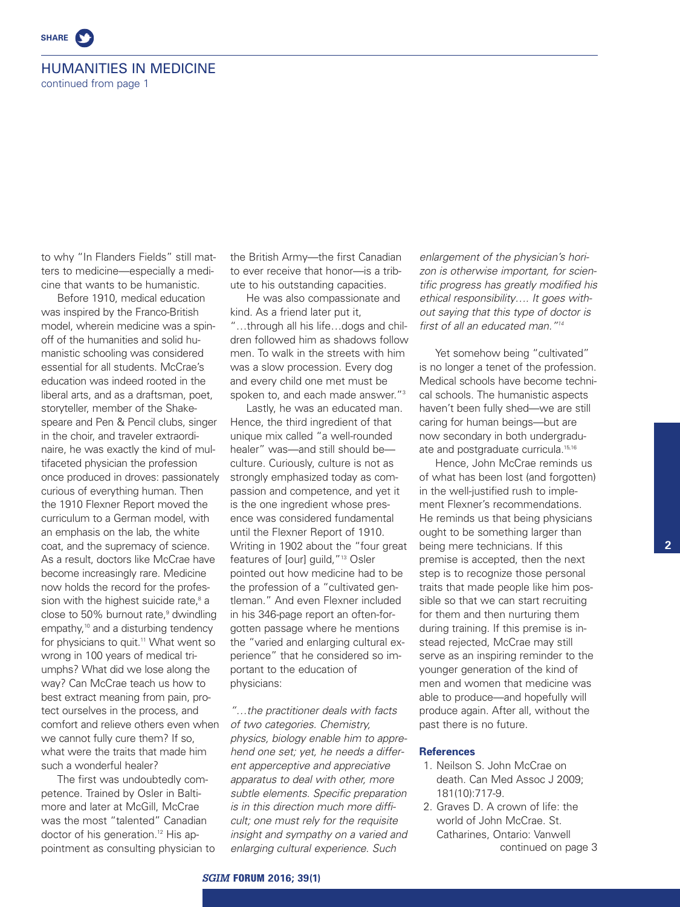## HUMANITIES IN MEDICINE

continued from page 1

to why "In Flanders Fields" still matters to medicine—especially a medicine that wants to be humanistic.

Before 1910, medical education was inspired by the Franco-British model, wherein medicine was a spin-off of the humanities and solid humanistic schooling was considered essential for all students. McCrae's education was indeed rooted in the liberal arts, and as a draftsman, poet, storyteller, member of the Shakespeare and Pen & Pencil clubs, singer in the choir, and traveler extraordinaire, he was exactly the kind of multifaceted physician the profession once produced in droves: passionately curious of everything human. Then the 1910 Flexner Report moved the curriculum to a German model, with an emphasis on the lab, the white coat, and the supremacy of science. As a result, doctors like McCrae have become increasingly rare. Medicine now holds the record for the profession with the highest suicide rate,[8] a close to 50% burnout rate,[9] dwindling empathy,[10] and a disturbing tendency for physicians to quit.[11] What went so wrong in 100 years of medical triumphs? What did we lose along the way? Can McCrae teach us how to best extract meaning from pain, protect ourselves in the process, and comfort and relieve others even when we cannot fully cure them? If so, what were the traits that made him such a wonderful healer?

The first was undoubtedly competence. Trained by Osler in Baltimore and later at McGill, McCrae was the most "talented" Canadian doctor of his generation.[12] His appointment as consulting physician to the British Army—the first Canadian to ever receive that honor—is a tribute to his outstanding capacities.

He was also compassionate and kind. As a friend later put it, "…through all his life…dogs and children followed him as shadows follow men. To walk in the streets with him was a slow procession. Every dog and every child one met must be spoken to, and each made answer."[3]

Lastly, he was an educated man. Hence, the third ingredient of that unique mix called "a well-rounded healer" was—and still should be—culture. Curiously, culture is not as strongly emphasized today as compassion and competence, and yet it is the one ingredient whose presence was considered fundamental until the Flexner Report of 1910. Writing in 1902 about the "four great features of [our] guild,"[13] Osler pointed out how medicine had to be the profession of a "cultivated gentleman." And even Flexner included in his 346-page report an often-forgotten passage where he mentions the "varied and enlarging cultural experience" that he considered so important to the education of physicians:

*"…the practitioner deals with facts of two categories. Chemistry, physics, biology enable him to apprehend one set; yet, he needs a different apperceptive and appreciative apparatus to deal with other, more subtle elements. Specific preparation is in this direction much more difficult; one must rely for the requisite insight and sympathy on a varied and enlarging cultural experience. Such enlargement of the physician's horizon is otherwise important, for scientific progress has greatly modified his ethical responsibility…. It goes without saying that this type of doctor is first of all an educated man."*[14]

Yet somehow being "cultivated" is no longer a tenet of the profession. Medical schools have become technical schools. The humanistic aspects haven't been fully shed—we are still caring for human beings—but are now secondary in both undergraduate and postgraduate curricula.[15,16]

Hence, John McCrae reminds us of what has been lost (and forgotten) in the well-justified rush to implement Flexner's recommendations. He reminds us that being physicians ought to be something larger than being mere technicians. If this premise is accepted, then the next step is to recognize those personal traits that made people like him possible so that we can start recruiting for them and then nurturing them during training. If this premise is instead rejected, McCrae may still serve as an inspiring reminder to the younger generation of the kind of men and women that medicine was able to produce—and hopefully will produce again. After all, without the past there is no future.

### References

1. Neilson S. John McCrae on death. Can Med Assoc J 2009; 181(10):717-9.
2. Graves D. A crown of life: the world of John McCrae. St. Catharines, Ontario: Vanwell

continued on page 3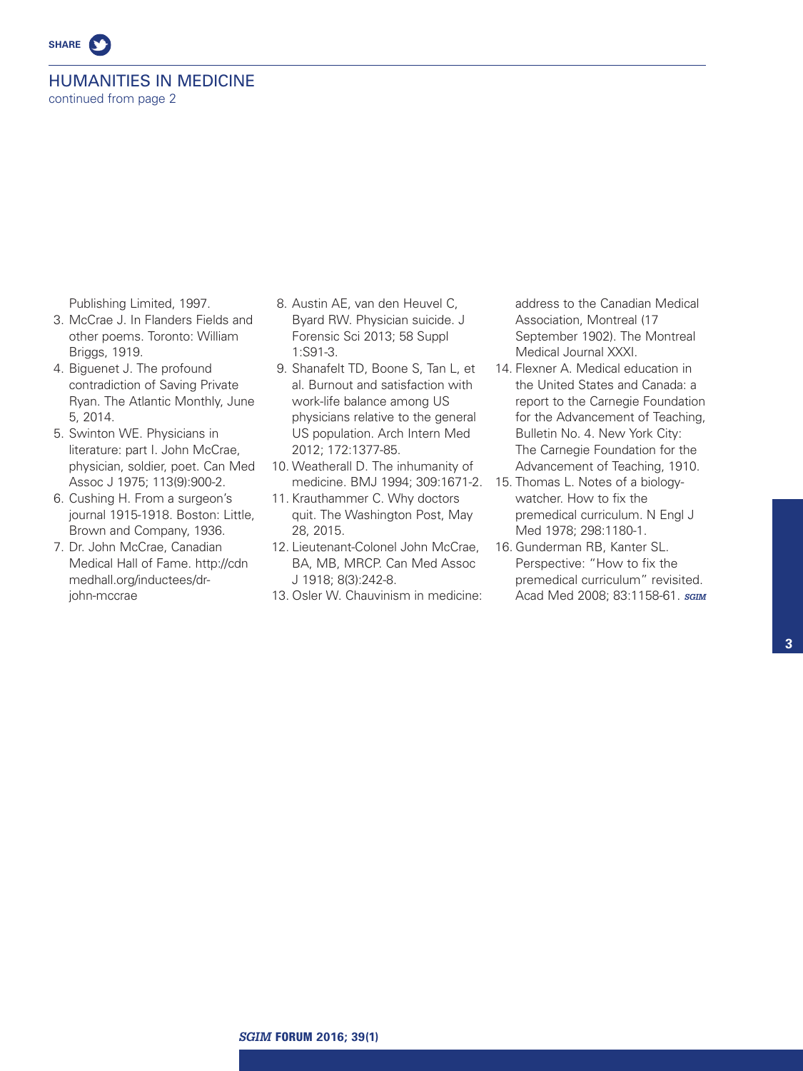## HUMANITIES IN MEDICINE

continued from page 2

Publishing Limited, 1997.

3. McCrae J. In Flanders Fields and other poems. Toronto: William Briggs, 1919.
4. Biguenet J. The profound contradiction of Saving Private Ryan. The Atlantic Monthly, June 5, 2014.
5. Swinton WE. Physicians in literature: part I. John McCrae, physician, soldier, poet. Can Med Assoc J 1975; 113(9):900-2.
6. Cushing H. From a surgeon's journal 1915-1918. Boston: Little, Brown and Company, 1936.
7. Dr. John McCrae, Canadian Medical Hall of Fame. http://cdnmedhall.org/inductees/dr-john-mccrae
8. Austin AE, van den Heuvel C, Byard RW. Physician suicide. J Forensic Sci 2013; 58 Suppl 1:S91-3.
9. Shanafelt TD, Boone S, Tan L, et al. Burnout and satisfaction with work-life balance among US physicians relative to the general US population. Arch Intern Med 2012; 172:1377-85.
10. Weatherall D. The inhumanity of medicine. BMJ 1994; 309:1671-2.
11. Krauthammer C. Why doctors quit. The Washington Post, May 28, 2015.
12. Lieutenant-Colonel John McCrae, BA, MB, MRCP. Can Med Assoc J 1918; 8(3):242-8.
13. Osler W. Chauvinism in medicine: address to the Canadian Medical Association, Montreal (17 September 1902). The Montreal Medical Journal XXXI.
14. Flexner A. Medical education in the United States and Canada: a report to the Carnegie Foundation for the Advancement of Teaching, Bulletin No. 4. New York City: The Carnegie Foundation for the Advancement of Teaching, 1910.
15. Thomas L. Notes of a biology-watcher. How to fix the premedical curriculum. N Engl J Med 1978; 298:1180-1.
16. Gunderman RB, Kanter SL. Perspective: "How to fix the premedical curriculum" revisited. Acad Med 2008; 83:1158-61. *SGIM*